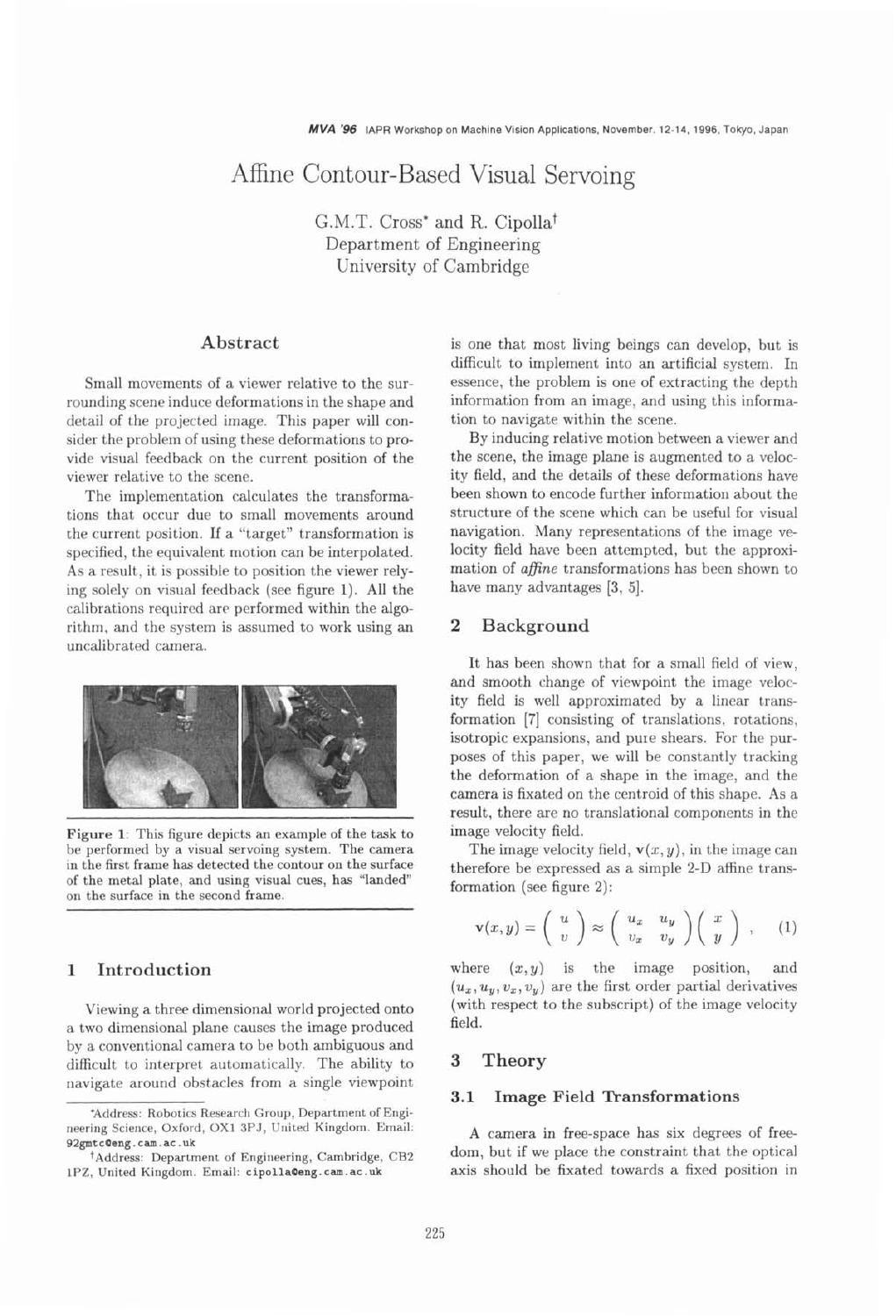# Affine Contour-Based Visual Servoing

G.M.T. Cross* and R. Cipolla†
Department of Engineering
University of Cambridge

## Abstract

Small movements of a viewer relative to the surrounding scene induce deformations in the shape and detail of the projected image. This paper will consider the problem of using these deformations to provide visual feedback on the current position of the viewer relative to the scene.

The implementation calculates the transformations that occur due to small movements around the current position. If a "target" transformation is specified, the equivalent motion can be interpolated. As a result, it is possible to position the viewer relying solely on visual feedback (see figure 1). All the calibrations required are performed within the algorithm, and the system is assumed to work using an uncalibrated camera.

Figure 1: This figure depicts an example of the task to be performed by a visual servoing system. The camera in the first frame has detected the contour on the surface of the metal plate, and using visual cues, has "landed" on the surface in the second frame.

## 1 Introduction

Viewing a three dimensional world projected onto a two dimensional plane causes the image produced by a conventional camera to be both ambiguous and difficult to interpret automatically. The ability to navigate around obstacles from a single viewpoint is one that most living beings can develop, but is difficult to implement into an artificial system. In essence, the problem is one of extracting the depth information from an image, and using this information to navigate within the scene.

By inducing relative motion between a viewer and the scene, the image plane is augmented to a velocity field, and the details of these deformations have been shown to encode further information about the structure of the scene which can be useful for visual navigation. Many representations of the image velocity field have been attempted, but the approximation of *affine* transformations has been shown to have many advantages [3, 5].

## 2 Background

It has been shown that for a small field of view, and smooth change of viewpoint the image velocity field is well approximated by a linear transformation [7] consisting of translations, rotations, isotropic expansions, and pure shears. For the purposes of this paper, we will be constantly tracking the deformation of a shape in the image, and the camera is fixated on the centroid of this shape. As a result, there are no translational components in the image velocity field.

The image velocity field, $\mathbf{v}(x, y)$, in the image can therefore be expressed as a simple 2-D affine transformation (see figure 2):

$$\mathbf{v}(x,y) = \begin{pmatrix} u \\ v \end{pmatrix} \approx \begin{pmatrix} u_x & u_y \\ v_x & v_y \end{pmatrix} \begin{pmatrix} x \\ y \end{pmatrix}, \quad (1)$$

where $(x, y)$ is the image position, and $(u_x, u_y, v_x, v_y)$ are the first order partial derivatives (with respect to the subscript) of the image velocity field.

## 3 Theory

### 3.1 Image Field Transformations

A camera in free-space has six degrees of freedom, but if we place the constraint that the optical axis should be fixated towards a fixed position in

---

*Address: Robotics Research Group, Department of Engineering Science, Oxford, OX1 3PJ, United Kingdom. Email: 92gmtc@eng.cam.ac.uk

†Address: Department of Engineering, Cambridge, CB2 1PZ, United Kingdom. Email: cipolla@eng.cam.ac.uk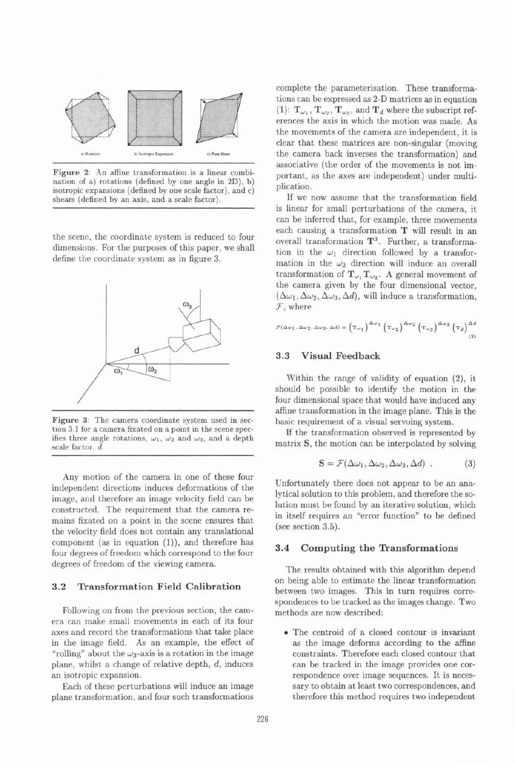Figure 2: An affine transformation is a linear combination of a) rotations (defined by one angle in 2D), b) isotropic expansions (defined by one scale factor), and c) shears (defined by an axis, and a scale factor).

the scene, the coordinate system is reduced to four dimensions. For the purposes of this paper, we shall define the coordinate system as in figure 3.

Figure 3: The camera coordinate system used in section 3.1 for a camera fixated on a point in the scene specifies three angle rotations, $\omega_1$, $\omega_2$ and $\omega_3$, and a depth scale factor, $d$.

Any motion of the camera in one of these four independent directions induces deformations of the image, and therefore an image velocity field can be constructed. The requirement that the camera remains fixated on a point in the scene ensures that the velocity field does not contain any translational component (as in equation (1)), and therefore has four degrees of freedom which correspond to the four degrees of freedom of the viewing camera.

### 3.2 Transformation Field Calibration

Following on from the previous section, the camera can make small movements in each of its four axes and record the transformations that take place in the image field. As an example, the effect of "rolling" about the $\omega_3$-axis is a rotation in the image plane, whilst a change of relative depth, $d$, induces an isotropic expansion.

Each of these perturbations will induce an image plane transformation, and four such transformations complete the parameterisation. These transformations can be expressed as 2-D matrices as in equation (1): $\mathbf{T}_{\omega_1}$, $\mathbf{T}_{\omega_2}$, $\mathbf{T}_{\omega_3}$, and $\mathbf{T}_d$ where the subscript references the axis in which the motion was made. As the movements of the camera are independent, it is clear that these matrices are non-singular (moving the camera back inverses the transformation) and associative (the order of the movements is not important, as the axes are independent) under multiplication.

If we now assume that the transformation field is linear for small perturbations of the camera, it can be inferred that, for example, three movements each causing a transformation $\mathbf{T}$ will result in an overall transformation $\mathbf{T}^3$. Further, a transformation in the $\omega_1$ direction followed by a transformation in the $\omega_2$ direction will induce an overall transformation of $\mathbf{T}_{\omega_1}\mathbf{T}_{\omega_2}$. A general movement of the camera given by the four dimensional vector, $(\Delta\omega_1, \Delta\omega_2, \Delta\omega_3, \Delta d)$, will induce a transformation, $\mathcal{F}$, where

$$\mathcal{F}(\Delta\omega_1, \Delta\omega_2, \Delta\omega_3, \Delta d) = \left(\mathbf{T}_{\omega_1}\right)^{\Delta\omega_1}\left(\mathbf{T}_{\omega_2}\right)^{\Delta\omega_2}\left(\mathbf{T}_{\omega_3}\right)^{\Delta\omega_3}\left(\mathbf{T}_d\right)^{\Delta d} \tag{2}$$

### 3.3 Visual Feedback

Within the range of validity of equation (2), it should be possible to identify the motion in the four dimensional space that would have induced any affine transformation in the image plane. This is the basic requirement of a visual servoing system.

If the transformation observed is represented by matrix $\mathbf{S}$, the motion can be interpolated by solving

$$\mathbf{S} = \mathcal{F}(\Delta\omega_1, \Delta\omega_2, \Delta\omega_3, \Delta d) \ . \tag{3}$$

Unfortunately there does not appear to be an analytical solution to this problem, and therefore the solution must be found by an iterative solution, which in itself requires an "error function" to be defined (see section 3.5).

### 3.4 Computing the Transformations

The results obtained with this algorithm depend on being able to estimate the linear transformation between two images. This in turn requires correspondences to be tracked as the images change. Two methods are now described:

- The centroid of a closed contour is invariant as the image deforms according to the affine constraints. Therefore each closed contour that can be tracked in the image provides one correspondence over image sequences. It is necessary to obtain at least two correspondences, and therefore this method requires two independent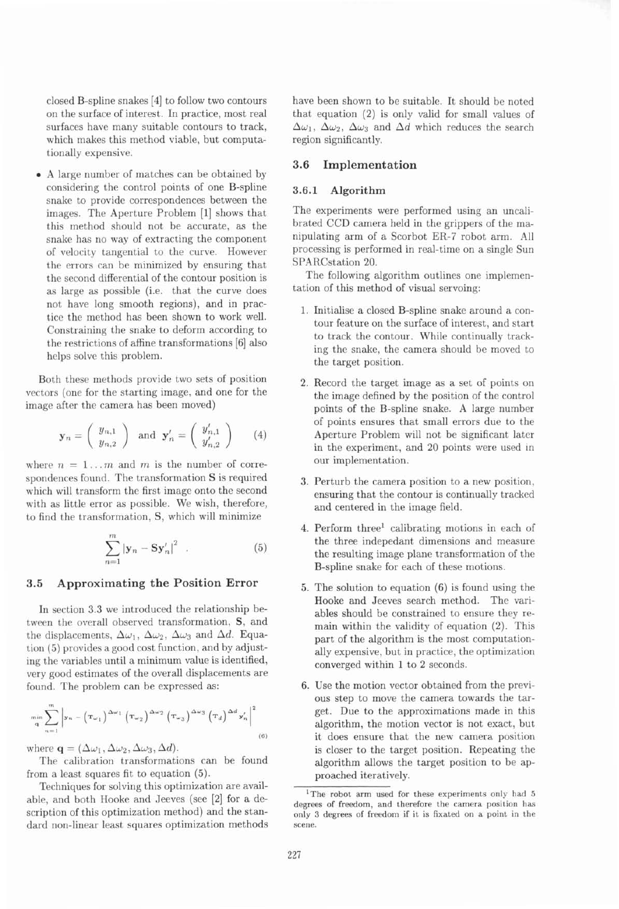closed B-spline snakes [4] to follow two contours on the surface of interest. In practice, most real surfaces have many suitable contours to track, which makes this method viable, but computationally expensive.

- A large number of matches can be obtained by considering the control points of one B-spline snake to provide correspondences between the images. The Aperture Problem [1] shows that this method should not be accurate, as the snake has no way of extracting the component of velocity tangential to the curve. However the errors can be minimized by ensuring that the second differential of the contour position is as large as possible (i.e. that the curve does not have long smooth regions), and in practice the method has been shown to work well. Constraining the snake to deform according to the restrictions of affine transformations [6] also helps solve this problem.

Both these methods provide two sets of position vectors (one for the starting image, and one for the image after the camera has been moved)

$$\mathbf{y}_n = \begin{pmatrix} y_{n,1} \\ y_{n,2} \end{pmatrix} \text{ and } \mathbf{y}'_n = \begin{pmatrix} y'_{n,1} \\ y'_{n,2} \end{pmatrix} \tag{4}$$

where $n = 1 \ldots m$ and $m$ is the number of correspondences found. The transformation $\mathbf{S}$ is required which will transform the first image onto the second with as little error as possible. We wish, therefore, to find the transformation, S, which will minimize

$$\sum_{n=1}^{m} \left| \mathbf{y}_n - \mathbf{S}\mathbf{y}'_n \right|^2 . \tag{5}$$

### 3.5 Approximating the Position Error

In section 3.3 we introduced the relationship between the overall observed transformation, $\mathbf{S}$, and the displacements, $\Delta\omega_1$, $\Delta\omega_2$, $\Delta\omega_3$ and $\Delta d$. Equation (5) provides a good cost function, and by adjusting the variables until a minimum value is identified, very good estimates of the overall displacements are found. The problem can be expressed as:

$$\min_{\mathbf{q}} \sum_{n=1}^{m} \left| \mathbf{y}_n - \left(\mathbf{T}_{\omega_1}\right)^{\Delta\omega_1} \left(\mathbf{T}_{\omega_2}\right)^{\Delta\omega_2} \left(\mathbf{T}_{\omega_3}\right)^{\Delta\omega_3} \left(\mathbf{T}_{d}\right)^{\Delta d} \mathbf{y}'_n \right|^2 \tag{6}$$

where $\mathbf{q} = (\Delta\omega_1, \Delta\omega_2, \Delta\omega_3, \Delta d)$.

The calibration transformations can be found from a least squares fit to equation (5).

Techniques for solving this optimization are available, and both Hooke and Jeeves (see [2] for a description of this optimization method) and the standard non-linear least squares optimization methods have been shown to be suitable. It should be noted that equation (2) is only valid for small values of $\Delta\omega_1$, $\Delta\omega_2$, $\Delta\omega_3$ and $\Delta d$ which reduces the search region significantly.

### 3.6 Implementation

#### 3.6.1 Algorithm

The experiments were performed using an uncalibrated CCD camera held in the grippers of the manipulating arm of a Scorbot ER-7 robot arm. All processing is performed in real-time on a single Sun SPARCstation 20.

The following algorithm outlines one implementation of this method of visual servoing:

1. Initialise a closed B-spline snake around a contour feature on the surface of interest, and start to track the contour. While continually tracking the snake, the camera should be moved to the target position.
2. Record the target image as a set of points on the image defined by the position of the control points of the B-spline snake. A large number of points ensures that small errors due to the Aperture Problem will not be significant later in the experiment, and 20 points were used in our implementation.
3. Perturb the camera position to a new position, ensuring that the contour is continually tracked and centered in the image field.
4. Perform three[1] calibrating motions in each of the three indepedant dimensions and measure the resulting image plane transformation of the B-spline snake for each of these motions.
5. The solution to equation (6) is found using the Hooke and Jeeves search method. The variables should be constrained to ensure they remain within the validity of equation (2). This part of the algorithm is the most computationally expensive, but in practice, the optimization converged within 1 to 2 seconds.
6. Use the motion vector obtained from the previous step to move the camera towards the target. Due to the approximations made in this algorithm, the motion vector is not exact, but it does ensure that the new camera position is closer to the target position. Repeating the algorithm allows the target position to be approached iteratively.

[1] The robot arm used for these experiments only had 5 degrees of freedom, and therefore the camera position has only 3 degrees of freedom if it is fixated on a point in the scene.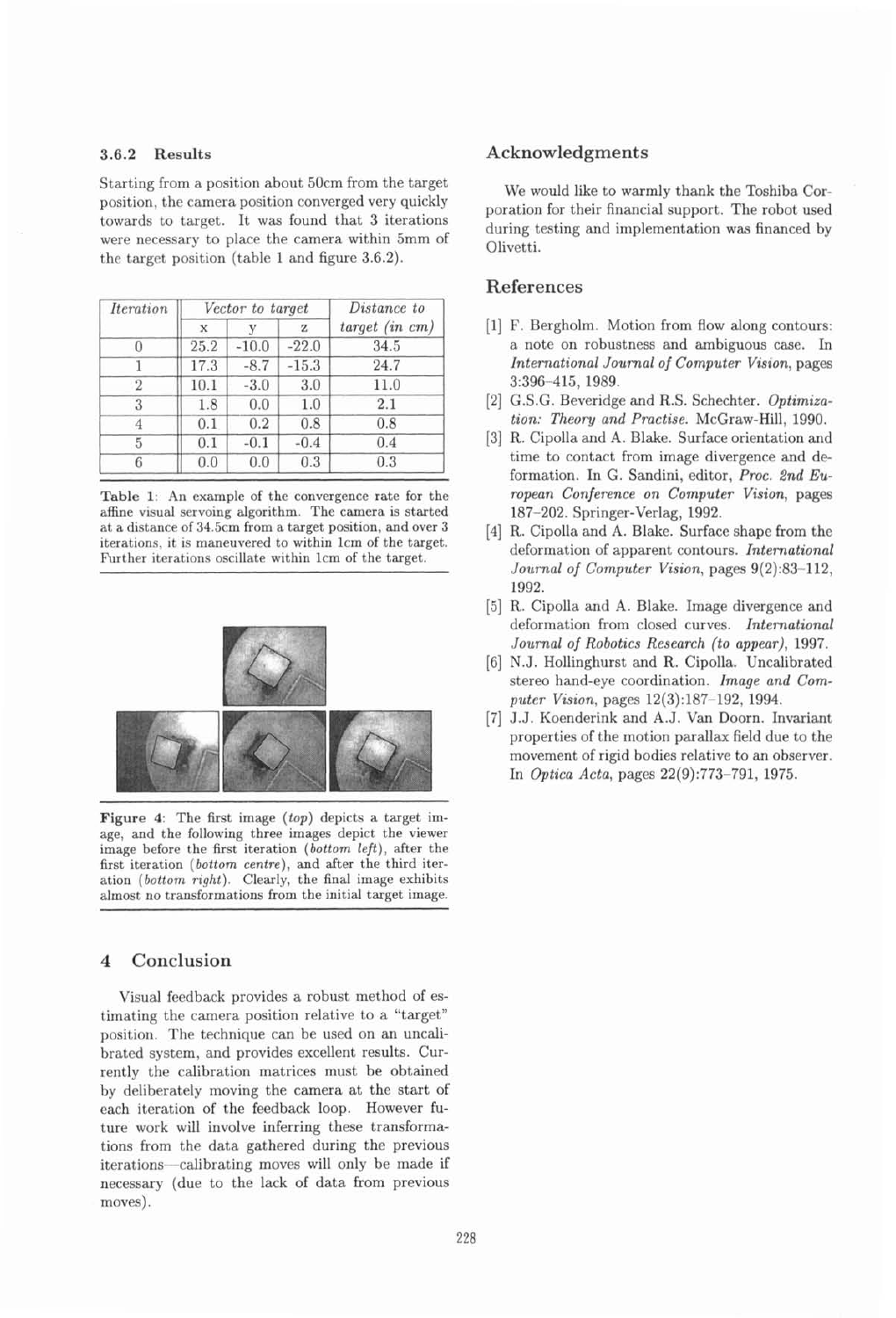### 3.6.2 Results

Starting from a position about 50cm from the target position, the camera position converged very quickly towards to target. It was found that 3 iterations were necessary to place the camera within 5mm of the target position (table 1 and figure 3.6.2).

| *Iteration* | *Vector to target* | | | *Distance to* |
|---|---|---|---|---|
| | x | y | z | *target (in cm)* |
| 0 | 25.2 | -10.0 | -22.0 | 34.5 |
| 1 | 17.3 | -8.7 | -15.3 | 24.7 |
| 2 | 10.1 | -3.0 | 3.0 | 11.0 |
| 3 | 1.8 | 0.0 | 1.0 | 2.1 |
| 4 | 0.1 | 0.2 | 0.8 | 0.8 |
| 5 | 0.1 | -0.1 | -0.4 | 0.4 |
| 6 | 0.0 | 0.0 | 0.3 | 0.3 |

**Table 1**: An example of the convergence rate for the affine visual servoing algorithm. The camera is started at a distance of 34.5cm from a target position, and over 3 iterations, it is maneuvered to within 1cm of the target. Further iterations oscillate within 1cm of the target.

**Figure 4**: The first image (*top*) depicts a target image, and the following three images depict the viewer image before the first iteration (*bottom left*), after the first iteration (*bottom centre*), and after the third iteration (*bottom right*). Clearly, the final image exhibits almost no transformations from the initial target image.

## 4 Conclusion

Visual feedback provides a robust method of estimating the camera position relative to a "target" position. The technique can be used on an uncalibrated system, and provides excellent results. Currently the calibration matrices must be obtained by deliberately moving the camera at the start of each iteration of the feedback loop. However future work will involve inferring these transformations from the data gathered during the previous iterations—calibrating moves will only be made if necessary (due to the lack of data from previous moves).

## Acknowledgments

We would like to warmly thank the Toshiba Corporation for their financial support. The robot used during testing and implementation was financed by Olivetti.

## References

[1] F. Bergholm. Motion from flow along contours: a note on robustness and ambiguous case. In *International Journal of Computer Vision*, pages 3:396–415, 1989.

[2] G.S.G. Beveridge and R.S. Schechter. *Optimization: Theory and Practise*. McGraw-Hill, 1990.

[3] R. Cipolla and A. Blake. Surface orientation and time to contact from image divergence and deformation. In G. Sandini, editor, *Proc. 2nd European Conference on Computer Vision*, pages 187–202. Springer-Verlag, 1992.

[4] R. Cipolla and A. Blake. Surface shape from the deformation of apparent contours. *International Journal of Computer Vision*, pages 9(2):83–112, 1992.

[5] R. Cipolla and A. Blake. Image divergence and deformation from closed curves. *International Journal of Robotics Research (to appear)*, 1997.

[6] N.J. Hollinghurst and R. Cipolla. Uncalibrated stereo hand-eye coordination. *Image and Computer Vision*, pages 12(3):187–192, 1994.

[7] J.J. Koenderink and A.J. Van Doorn. Invariant properties of the motion parallax field due to the movement of rigid bodies relative to an observer. In *Optica Acta*, pages 22(9):773–791, 1975.